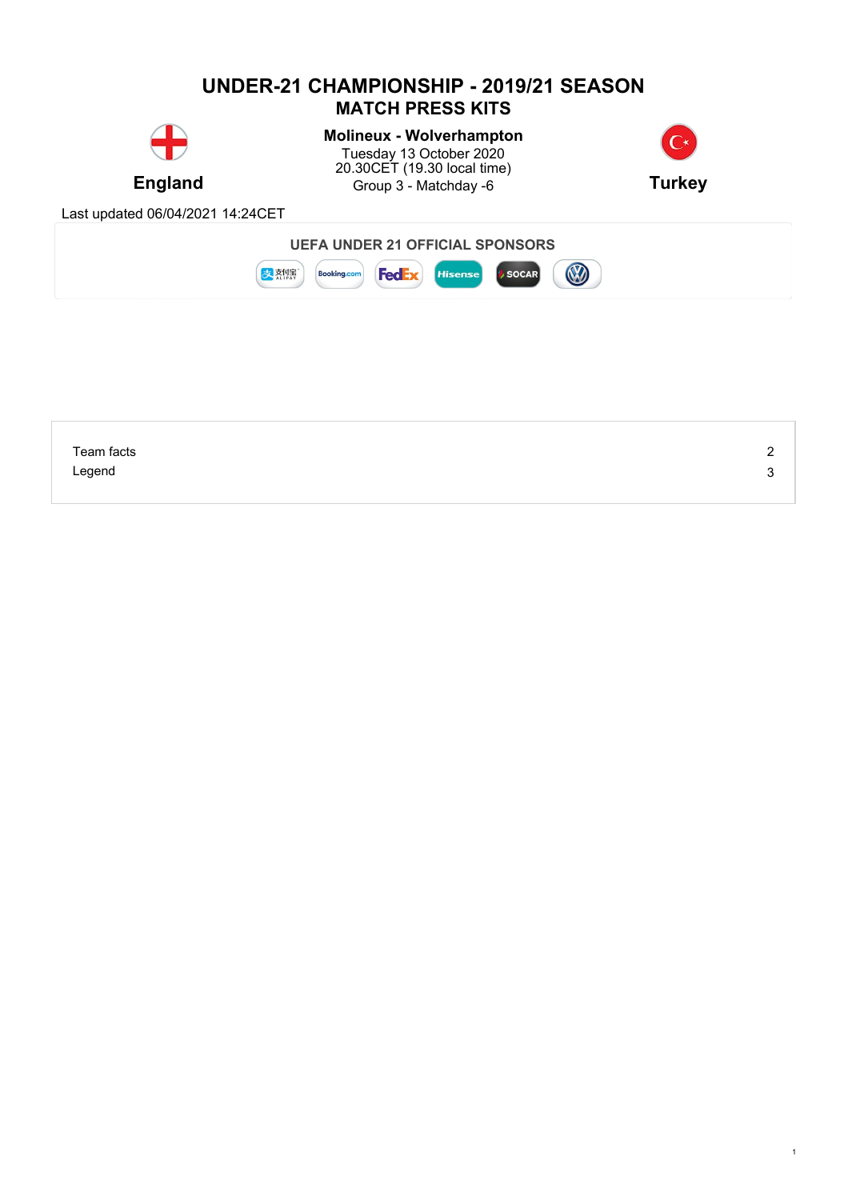# UNDER-21 CHAMPIONSHIP - 2019/21 SEASON
## MATCH PRESS KITS

**England** — **Turkey**

**Molineux - Wolverhampton**
Tuesday 13 October 2020
20.30CET (19.30 local time)
Group 3 - Matchday -6

Last updated 06/04/2021 14:24CET

**UEFA UNDER 21 OFFICIAL SPONSORS**

| | |
|---|---|
| Team facts | 2 |
| Legend | 3 |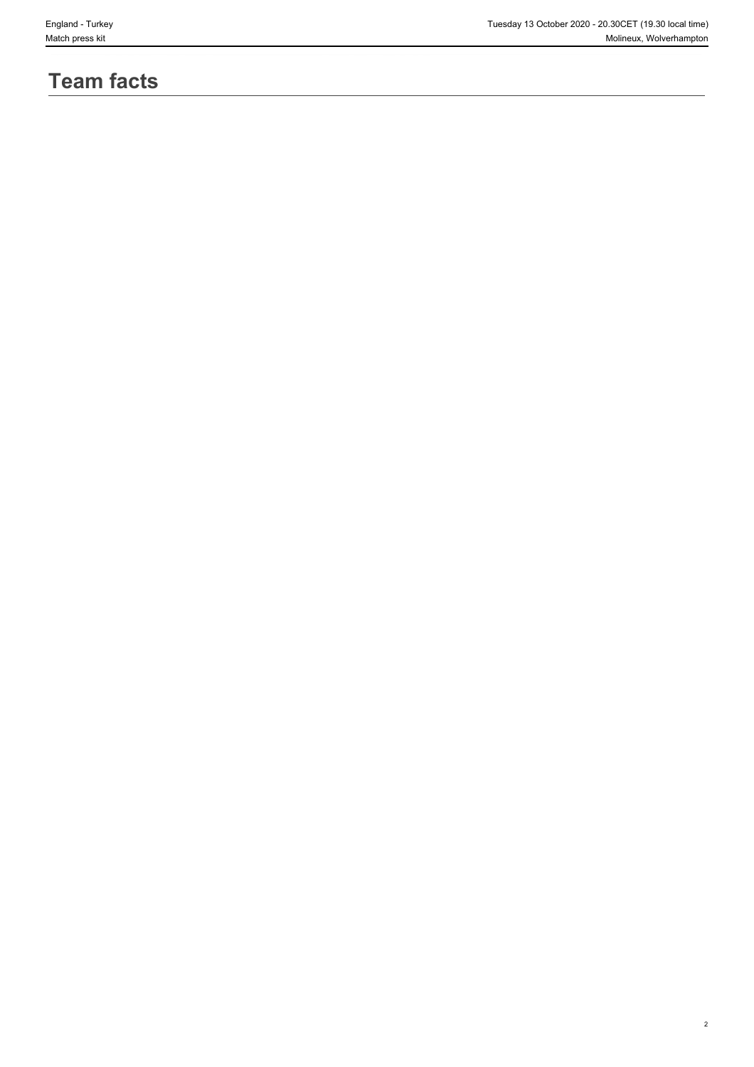# Team facts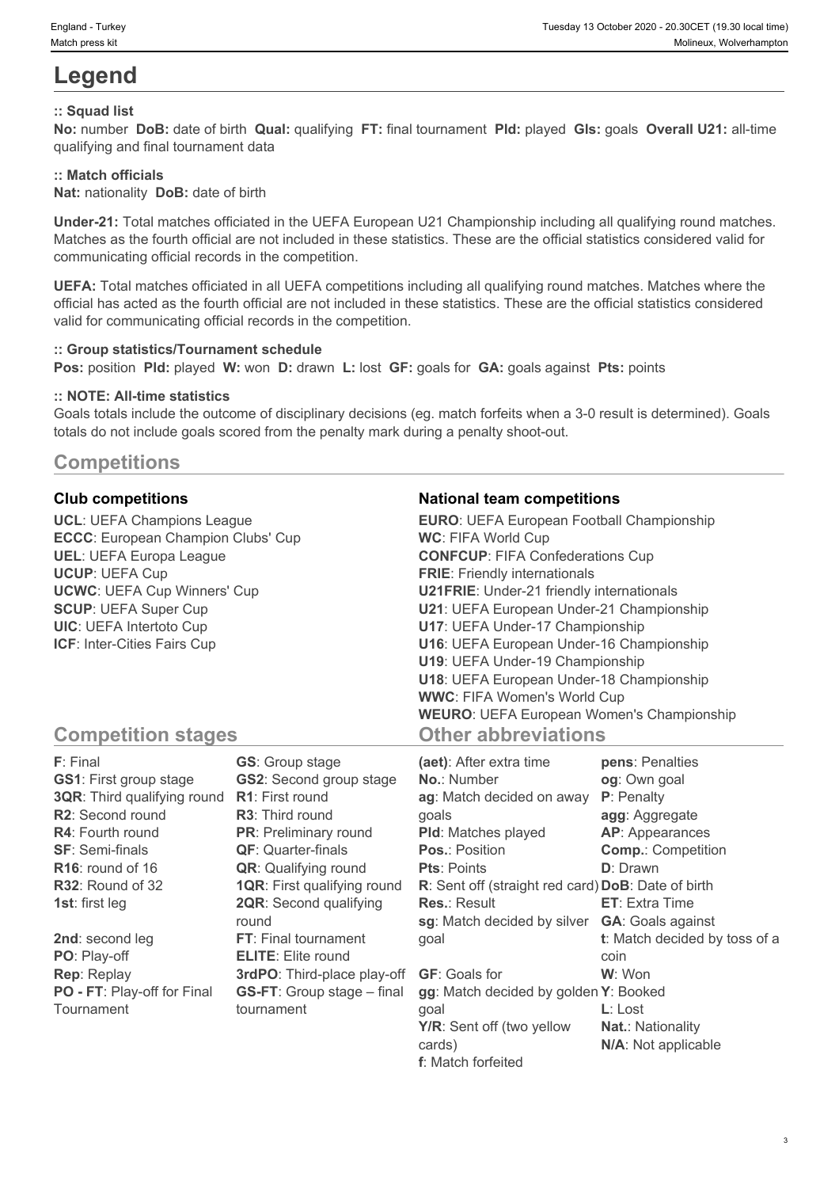# Legend

**:: Squad list**

**No:** number **DoB:** date of birth **Qual:** qualifying **FT:** final tournament **Pld:** played **Gls:** goals **Overall U21:** all-time qualifying and final tournament data

**:: Match officials**

**Nat:** nationality **DoB:** date of birth

**Under-21:** Total matches officiated in the UEFA European U21 Championship including all qualifying round matches. Matches as the fourth official are not included in these statistics. These are the official statistics considered valid for communicating official records in the competition.

**UEFA:** Total matches officiated in all UEFA competitions including all qualifying round matches. Matches where the official has acted as the fourth official are not included in these statistics. These are the official statistics considered valid for communicating official records in the competition.

**:: Group statistics/Tournament schedule**

**Pos:** position **Pld:** played **W:** won **D:** drawn **L:** lost **GF:** goals for **GA:** goals against **Pts:** points

**:: NOTE: All-time statistics**

Goals totals include the outcome of disciplinary decisions (eg. match forfeits when a 3-0 result is determined). Goals totals do not include goals scored from the penalty mark during a penalty shoot-out.

## Competitions

### Club competitions

**UCL**: UEFA Champions League
**ECCC**: European Champion Clubs' Cup
**UEL**: UEFA Europa League
**UCUP**: UEFA Cup
**UCWC**: UEFA Cup Winners' Cup
**SCUP**: UEFA Super Cup
**UIC**: UEFA Intertoto Cup
**ICF**: Inter-Cities Fairs Cup

### National team competitions

**EURO**: UEFA European Football Championship
**WC**: FIFA World Cup
**CONFCUP**: FIFA Confederations Cup
**FRIE**: Friendly internationals
**U21FRIE**: Under-21 friendly internationals
**U21**: UEFA European Under-21 Championship
**U17**: UEFA Under-17 Championship
**U16**: UEFA European Under-16 Championship
**U19**: UEFA Under-19 Championship
**U18**: UEFA European Under-18 Championship
**WWC**: FIFA Women's World Cup
**WEURO**: UEFA European Women's Championship

## Competition stages

**F**: Final
**GS1**: First group stage
**3QR**: Third qualifying round
**R2**: Second round
**R4**: Fourth round
**SF**: Semi-finals
**R16**: round of 16
**R32**: Round of 32
**1st**: first leg
**2nd**: second leg
**PO**: Play-off
**Rep**: Replay
**PO - FT**: Play-off for Final Tournament
**GS**: Group stage
**GS2**: Second group stage
**R1**: First round
**R3**: Third round
**PR**: Preliminary round
**QF**: Quarter-finals
**QR**: Qualifying round
**1QR**: First qualifying round
**2QR**: Second qualifying round
**FT**: Final tournament
**ELITE**: Elite round
**3rdPO**: Third-place play-off
**GS-FT**: Group stage – final tournament

## Other abbreviations

**(aet)**: After extra time
**No.**: Number
**ag**: Match decided on away goals
**Pld**: Matches played
**Pos.**: Position
**Pts**: Points
**R**: Sent off (straight red card)
**Res.**: Result
**sg**: Match decided by silver goal
**GF**: Goals for
**gg**: Match decided by golden goal
**Y/R**: Sent off (two yellow cards)
**f**: Match forfeited
**pens**: Penalties
**og**: Own goal
**P**: Penalty
**agg**: Aggregate
**AP**: Appearances
**Comp.**: Competition
**D**: Drawn
**DoB**: Date of birth
**ET**: Extra Time
**GA**: Goals against
**t**: Match decided by toss of a coin
**W**: Won
**Y**: Booked
**L**: Lost
**Nat.**: Nationality
**N/A**: Not applicable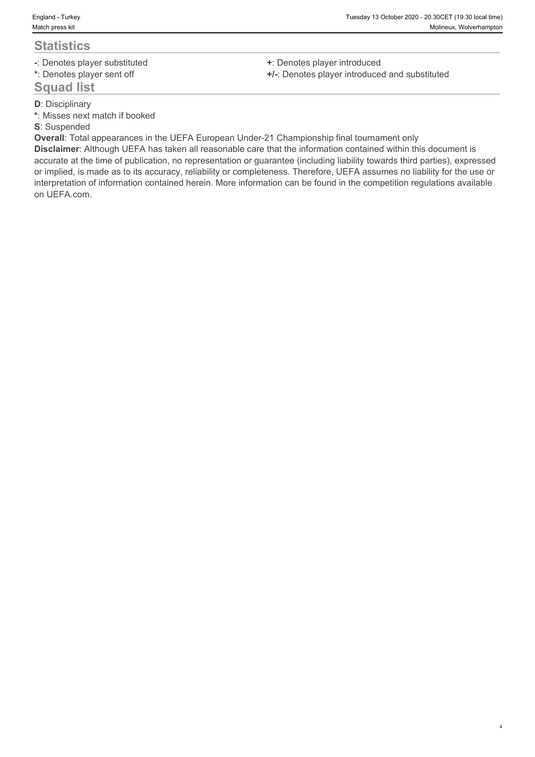## Statistics

**-**: Denotes player substituted

**\***: Denotes player sent off

**+**: Denotes player introduced

**+/-**: Denotes player introduced and substituted

## Squad list

**D**: Disciplinary

**\***: Misses next match if booked

**S**: Suspended

**Overall**: Total appearances in the UEFA European Under-21 Championship final tournament only

**Disclaimer**: Although UEFA has taken all reasonable care that the information contained within this document is accurate at the time of publication, no representation or guarantee (including liability towards third parties), expressed or implied, is made as to its accuracy, reliability or completeness. Therefore, UEFA assumes no liability for the use or interpretation of information contained herein. More information can be found in the competition regulations available on UEFA.com.